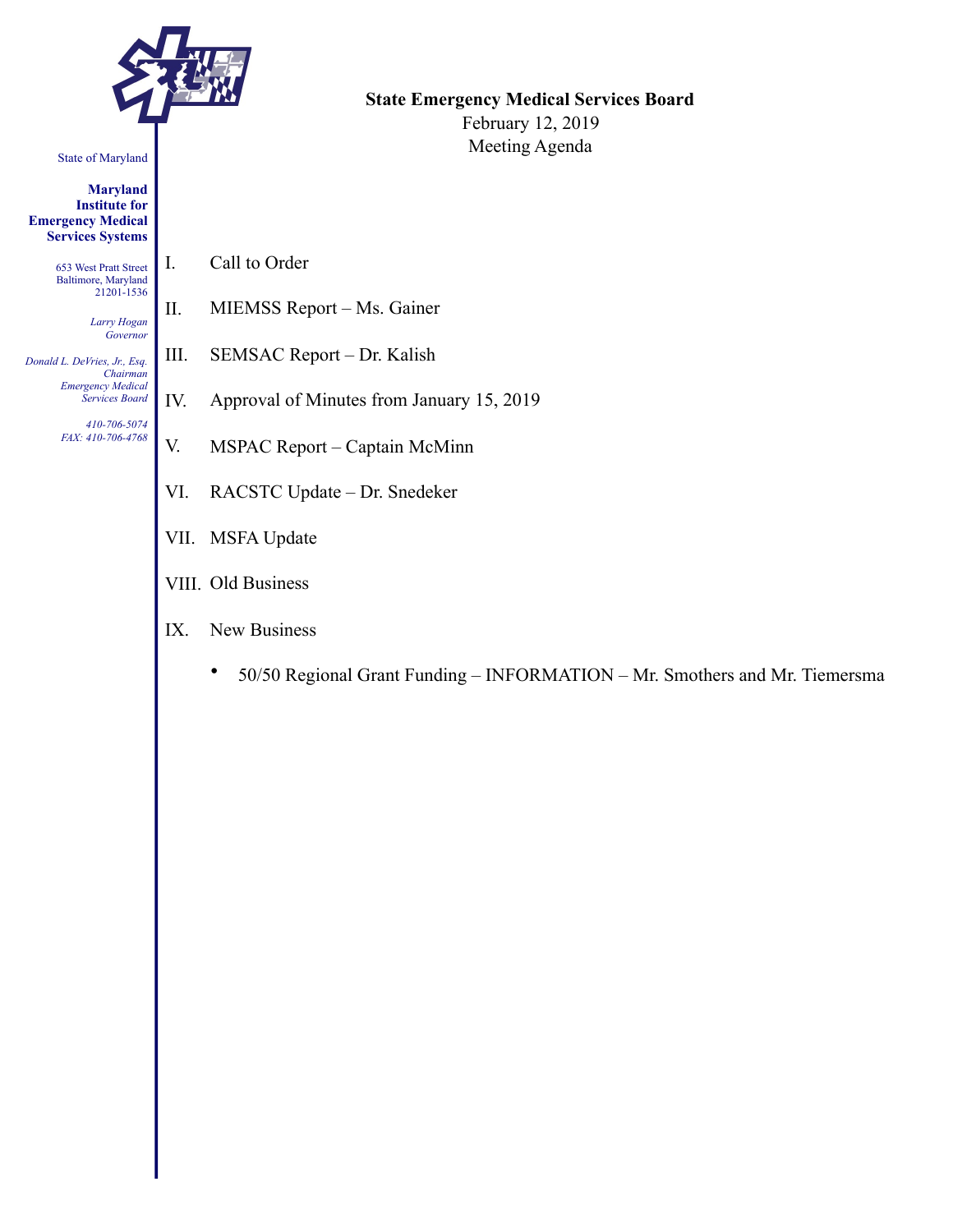State of Maryland

**Maryland Institute for Emergency Medical Services Systems**

653 West Pratt Street
Baltimore, Maryland
21201-1536

*Larry Hogan*
*Governor*

*Donald L. DeVries, Jr., Esq.*
*Chairman*
*Emergency Medical Services Board*

*410-706-5074*
*FAX: 410-706-4768*

**State Emergency Medical Services Board**

February 12, 2019

Meeting Agenda

I. Call to Order

II. MIEMSS Report – Ms. Gainer

III. SEMSAC Report – Dr. Kalish

IV. Approval of Minutes from January 15, 2019

V. MSPAC Report – Captain McMinn

VI. RACSTC Update – Dr. Snedeker

VII. MSFA Update

VIII. Old Business

IX. New Business

- 50/50 Regional Grant Funding – INFORMATION – Mr. Smothers and Mr. Tiemersma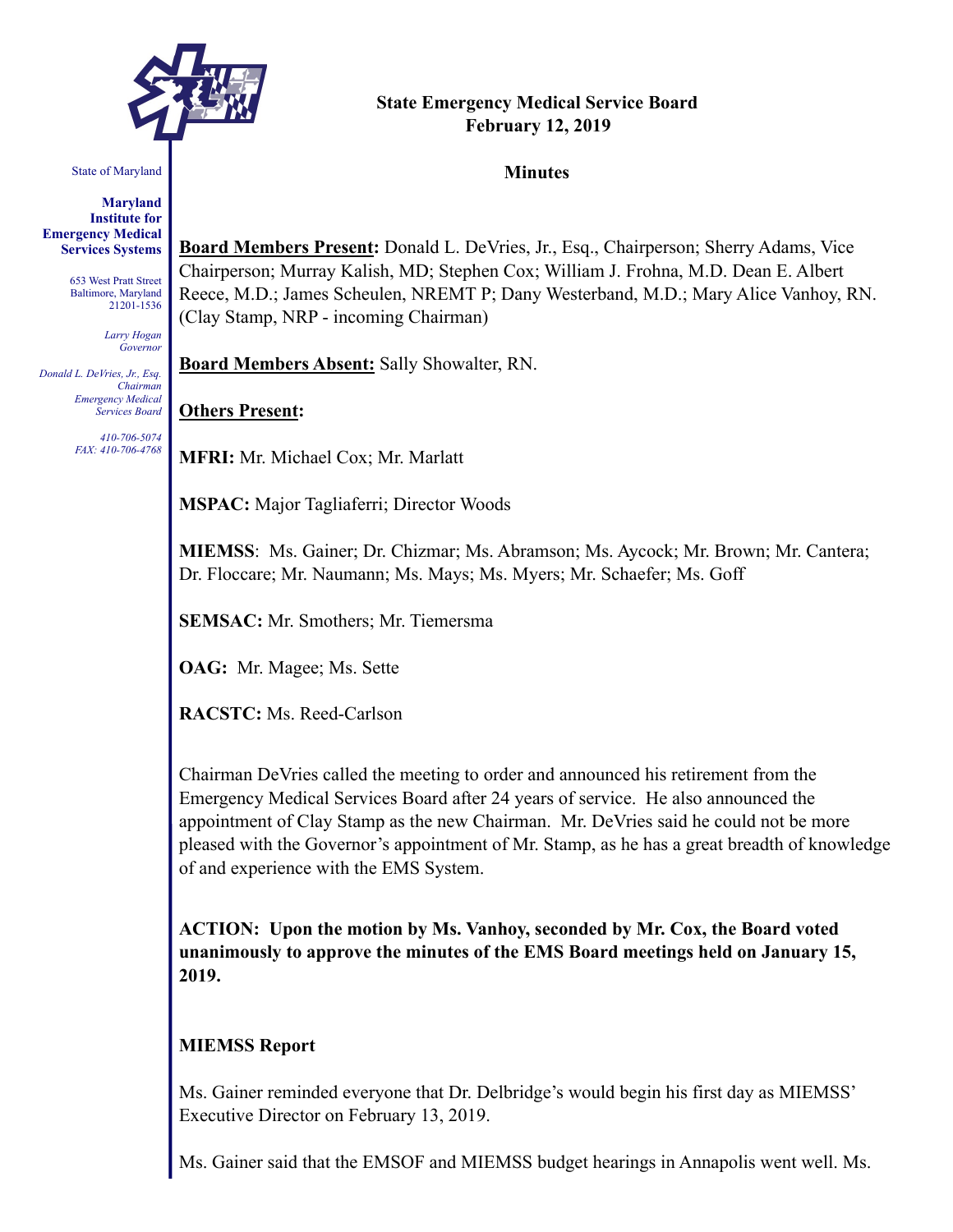**State Emergency Medical Service Board**
**February 12, 2019**

**Minutes**

State of Maryland

**Maryland Institute for Emergency Medical Services Systems**

653 West Pratt Street
Baltimore, Maryland
21201-1536

*Larry Hogan*
*Governor*

*Donald L. DeVries, Jr., Esq.*
*Chairman*
*Emergency Medical Services Board*

*410-706-5074*
*FAX: 410-706-4768*

**Board Members Present:** Donald L. DeVries, Jr., Esq., Chairperson; Sherry Adams, Vice Chairperson; Murray Kalish, MD; Stephen Cox; William J. Frohna, M.D. Dean E. Albert Reece, M.D.; James Scheulen, NREMT P; Dany Westerband, M.D.; Mary Alice Vanhoy, RN. (Clay Stamp, NRP - incoming Chairman)

**Board Members Absent:** Sally Showalter, RN.

**Others Present:**

**MFRI:** Mr. Michael Cox; Mr. Marlatt

**MSPAC:** Major Tagliaferri; Director Woods

**MIEMSS**: Ms. Gainer; Dr. Chizmar; Ms. Abramson; Ms. Aycock; Mr. Brown; Mr. Cantera; Dr. Floccare; Mr. Naumann; Ms. Mays; Ms. Myers; Mr. Schaefer; Ms. Goff

**SEMSAC:** Mr. Smothers; Mr. Tiemersma

**OAG:** Mr. Magee; Ms. Sette

**RACSTC:** Ms. Reed-Carlson

Chairman DeVries called the meeting to order and announced his retirement from the Emergency Medical Services Board after 24 years of service. He also announced the appointment of Clay Stamp as the new Chairman. Mr. DeVries said he could not be more pleased with the Governor's appointment of Mr. Stamp, as he has a great breadth of knowledge of and experience with the EMS System.

**ACTION: Upon the motion by Ms. Vanhoy, seconded by Mr. Cox, the Board voted unanimously to approve the minutes of the EMS Board meetings held on January 15, 2019.**

**MIEMSS Report**

Ms. Gainer reminded everyone that Dr. Delbridge's would begin his first day as MIEMSS' Executive Director on February 13, 2019.

Ms. Gainer said that the EMSOF and MIEMSS budget hearings in Annapolis went well. Ms.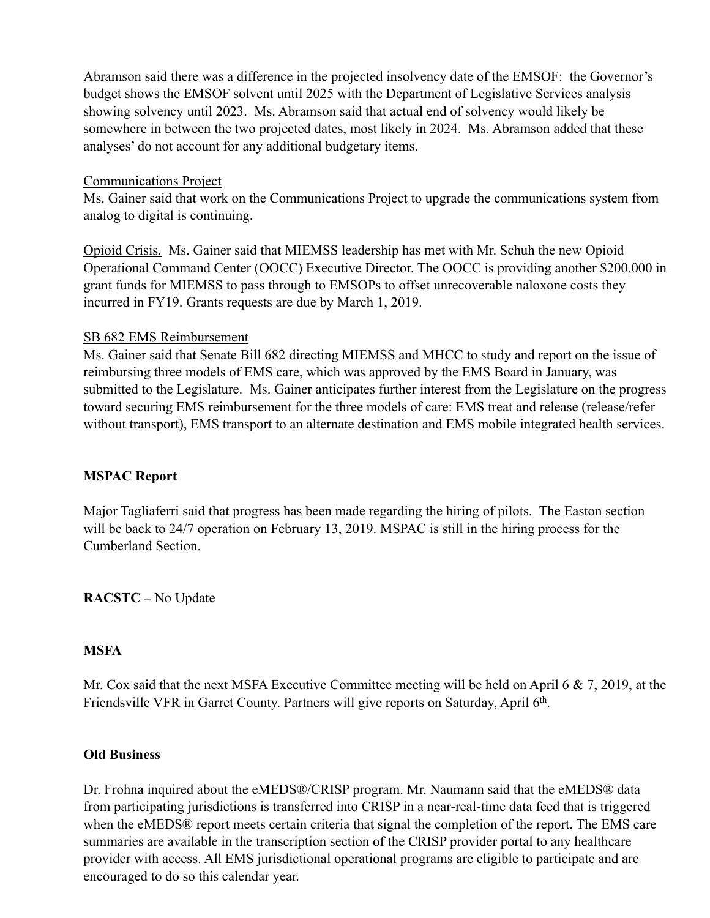Abramson said there was a difference in the projected insolvency date of the EMSOF: the Governor's budget shows the EMSOF solvent until 2025 with the Department of Legislative Services analysis showing solvency until 2023. Ms. Abramson said that actual end of solvency would likely be somewhere in between the two projected dates, most likely in 2024. Ms. Abramson added that these analyses' do not account for any additional budgetary items.

<u>Communications Project</u>
Ms. Gainer said that work on the Communications Project to upgrade the communications system from analog to digital is continuing.

<u>Opioid Crisis.</u> Ms. Gainer said that MIEMSS leadership has met with Mr. Schuh the new Opioid Operational Command Center (OOCC) Executive Director. The OOCC is providing another $200,000 in grant funds for MIEMSS to pass through to EMSOPs to offset unrecoverable naloxone costs they incurred in FY19. Grants requests are due by March 1, 2019.

<u>SB 682 EMS Reimbursement</u>
Ms. Gainer said that Senate Bill 682 directing MIEMSS and MHCC to study and report on the issue of reimbursing three models of EMS care, which was approved by the EMS Board in January, was submitted to the Legislature. Ms. Gainer anticipates further interest from the Legislature on the progress toward securing EMS reimbursement for the three models of care: EMS treat and release (release/refer without transport), EMS transport to an alternate destination and EMS mobile integrated health services.

**MSPAC Report**

Major Tagliaferri said that progress has been made regarding the hiring of pilots. The Easton section will be back to 24/7 operation on February 13, 2019. MSPAC is still in the hiring process for the Cumberland Section.

**RACSTC –** No Update

**MSFA**

Mr. Cox said that the next MSFA Executive Committee meeting will be held on April 6 & 7, 2019, at the Friendsville VFR in Garret County. Partners will give reports on Saturday, April 6th.

**Old Business**

Dr. Frohna inquired about the eMEDS®/CRISP program. Mr. Naumann said that the eMEDS® data from participating jurisdictions is transferred into CRISP in a near-real-time data feed that is triggered when the eMEDS® report meets certain criteria that signal the completion of the report. The EMS care summaries are available in the transcription section of the CRISP provider portal to any healthcare provider with access. All EMS jurisdictional operational programs are eligible to participate and are encouraged to do so this calendar year.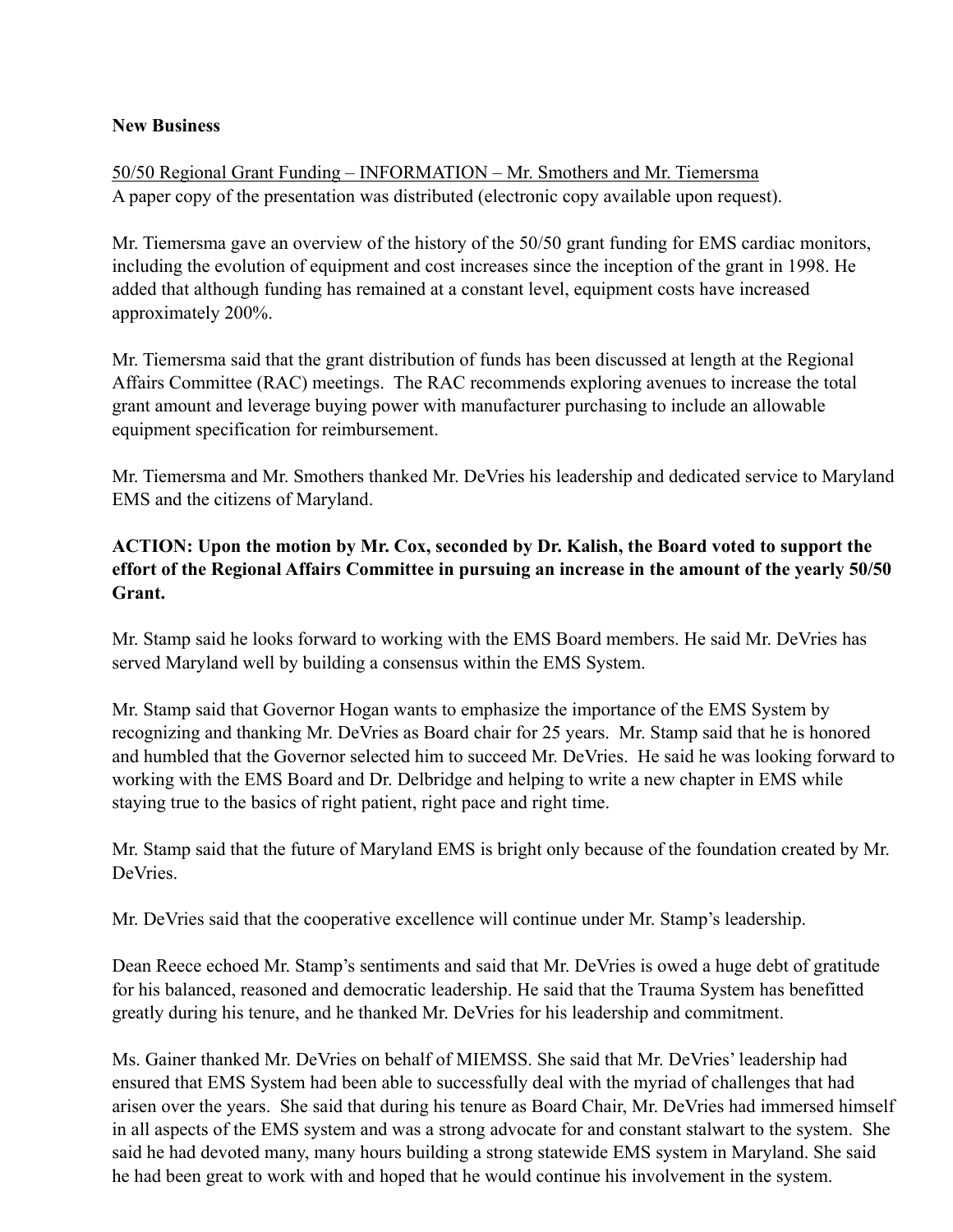**New Business**

50/50 Regional Grant Funding – INFORMATION – Mr. Smothers and Mr. Tiemersma
A paper copy of the presentation was distributed (electronic copy available upon request).

Mr. Tiemersma gave an overview of the history of the 50/50 grant funding for EMS cardiac monitors, including the evolution of equipment and cost increases since the inception of the grant in 1998. He added that although funding has remained at a constant level, equipment costs have increased approximately 200%.

Mr. Tiemersma said that the grant distribution of funds has been discussed at length at the Regional Affairs Committee (RAC) meetings. The RAC recommends exploring avenues to increase the total grant amount and leverage buying power with manufacturer purchasing to include an allowable equipment specification for reimbursement.

Mr. Tiemersma and Mr. Smothers thanked Mr. DeVries his leadership and dedicated service to Maryland EMS and the citizens of Maryland.

**ACTION: Upon the motion by Mr. Cox, seconded by Dr. Kalish, the Board voted to support the effort of the Regional Affairs Committee in pursuing an increase in the amount of the yearly 50/50 Grant.**

Mr. Stamp said he looks forward to working with the EMS Board members. He said Mr. DeVries has served Maryland well by building a consensus within the EMS System.

Mr. Stamp said that Governor Hogan wants to emphasize the importance of the EMS System by recognizing and thanking Mr. DeVries as Board chair for 25 years. Mr. Stamp said that he is honored and humbled that the Governor selected him to succeed Mr. DeVries. He said he was looking forward to working with the EMS Board and Dr. Delbridge and helping to write a new chapter in EMS while staying true to the basics of right patient, right pace and right time.

Mr. Stamp said that the future of Maryland EMS is bright only because of the foundation created by Mr. DeVries.

Mr. DeVries said that the cooperative excellence will continue under Mr. Stamp's leadership.

Dean Reece echoed Mr. Stamp's sentiments and said that Mr. DeVries is owed a huge debt of gratitude for his balanced, reasoned and democratic leadership. He said that the Trauma System has benefitted greatly during his tenure, and he thanked Mr. DeVries for his leadership and commitment.

Ms. Gainer thanked Mr. DeVries on behalf of MIEMSS. She said that Mr. DeVries' leadership had ensured that EMS System had been able to successfully deal with the myriad of challenges that had arisen over the years. She said that during his tenure as Board Chair, Mr. DeVries had immersed himself in all aspects of the EMS system and was a strong advocate for and constant stalwart to the system. She said he had devoted many, many hours building a strong statewide EMS system in Maryland. She said he had been great to work with and hoped that he would continue his involvement in the system.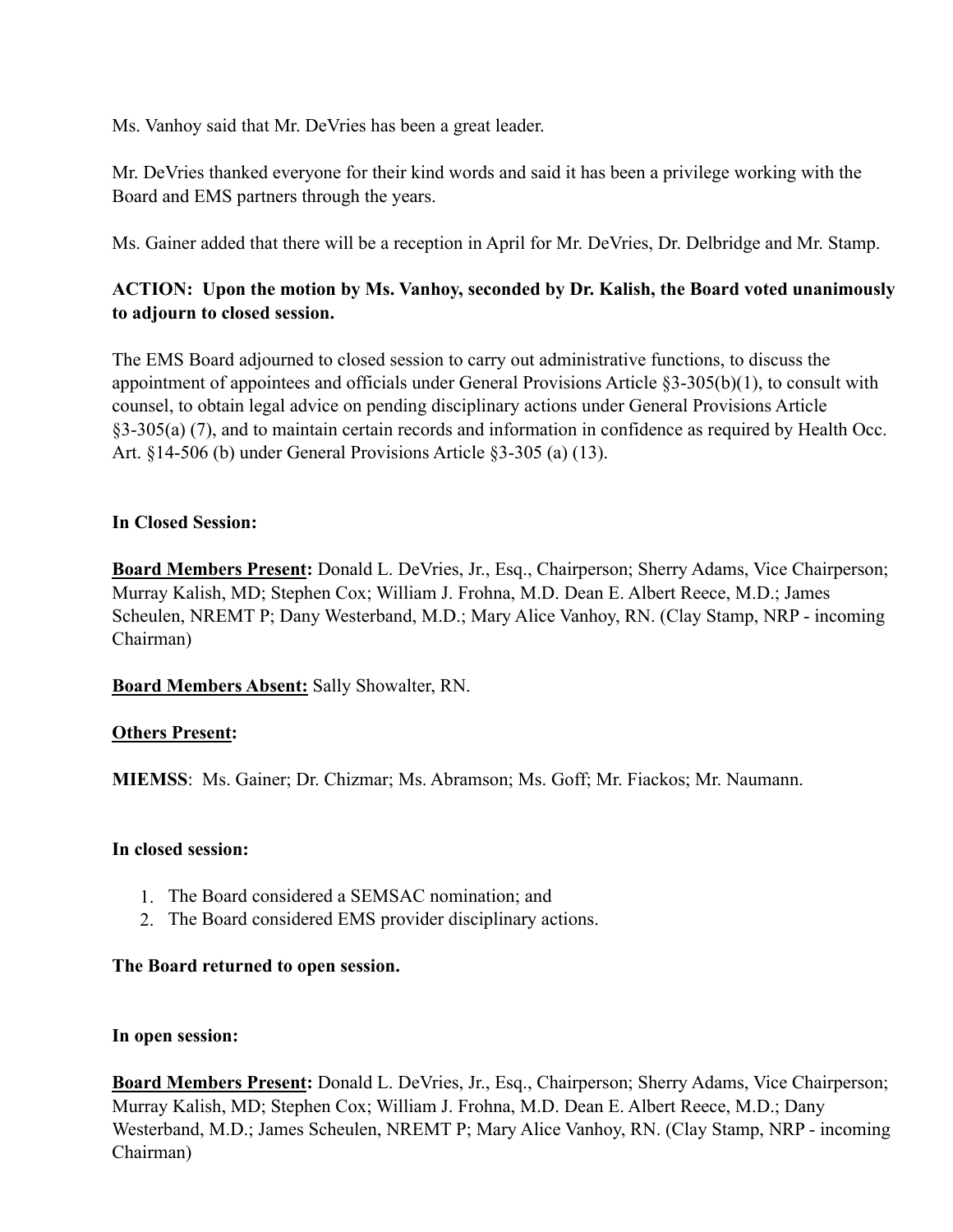Ms. Vanhoy said that Mr. DeVries has been a great leader.

Mr. DeVries thanked everyone for their kind words and said it has been a privilege working with the Board and EMS partners through the years.

Ms. Gainer added that there will be a reception in April for Mr. DeVries, Dr. Delbridge and Mr. Stamp.

**ACTION: Upon the motion by Ms. Vanhoy, seconded by Dr. Kalish, the Board voted unanimously to adjourn to closed session.**

The EMS Board adjourned to closed session to carry out administrative functions, to discuss the appointment of appointees and officials under General Provisions Article §3-305(b)(1), to consult with counsel, to obtain legal advice on pending disciplinary actions under General Provisions Article §3-305(a) (7), and to maintain certain records and information in confidence as required by Health Occ. Art. §14-506 (b) under General Provisions Article §3-305 (a) (13).

**In Closed Session:**

**<u>Board Members Present</u>:** Donald L. DeVries, Jr., Esq., Chairperson; Sherry Adams, Vice Chairperson; Murray Kalish, MD; Stephen Cox; William J. Frohna, M.D. Dean E. Albert Reece, M.D.; James Scheulen, NREMT P; Dany Westerband, M.D.; Mary Alice Vanhoy, RN. (Clay Stamp, NRP - incoming Chairman)

**<u>Board Members Absent:</u>** Sally Showalter, RN.

**<u>Others Present</u>:**

**MIEMSS**: Ms. Gainer; Dr. Chizmar; Ms. Abramson; Ms. Goff; Mr. Fiackos; Mr. Naumann.

**In closed session:**

1. The Board considered a SEMSAC nomination; and
2. The Board considered EMS provider disciplinary actions.

**The Board returned to open session.**

**In open session:**

**<u>Board Members Present</u>:** Donald L. DeVries, Jr., Esq., Chairperson; Sherry Adams, Vice Chairperson; Murray Kalish, MD; Stephen Cox; William J. Frohna, M.D. Dean E. Albert Reece, M.D.; Dany Westerband, M.D.; James Scheulen, NREMT P; Mary Alice Vanhoy, RN. (Clay Stamp, NRP - incoming Chairman)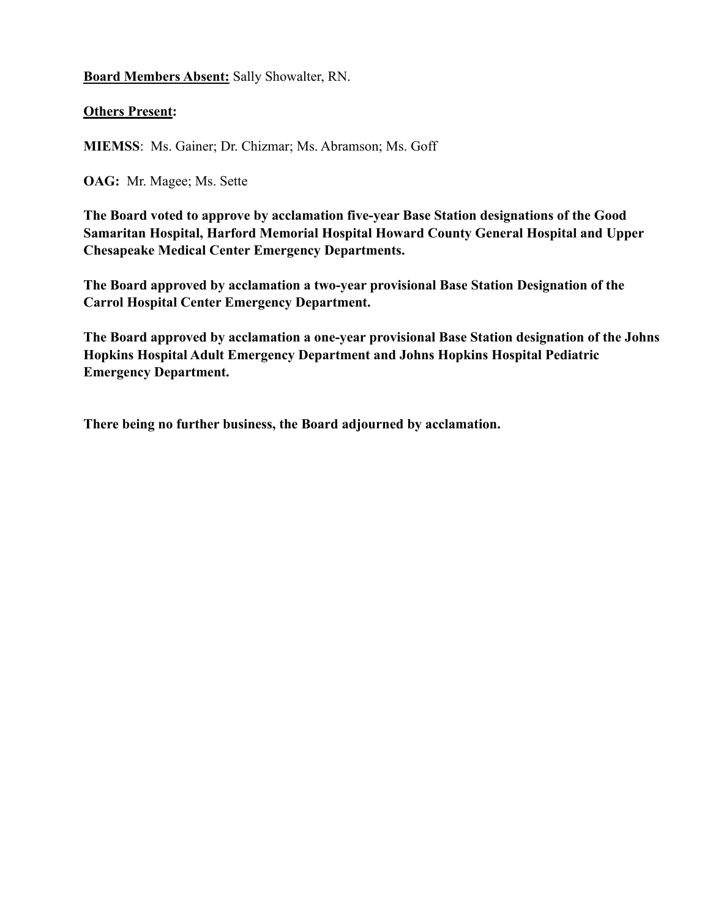**Board Members Absent:** Sally Showalter, RN.

**Others Present:**

**MIEMSS**: Ms. Gainer; Dr. Chizmar; Ms. Abramson; Ms. Goff

**OAG:** Mr. Magee; Ms. Sette

**The Board voted to approve by acclamation five-year Base Station designations of the Good Samaritan Hospital, Harford Memorial Hospital Howard County General Hospital and Upper Chesapeake Medical Center Emergency Departments.**

**The Board approved by acclamation a two-year provisional Base Station Designation of the Carrol Hospital Center Emergency Department.**

**The Board approved by acclamation a one-year provisional Base Station designation of the Johns Hopkins Hospital Adult Emergency Department and Johns Hopkins Hospital Pediatric Emergency Department.**

**There being no further business, the Board adjourned by acclamation.**